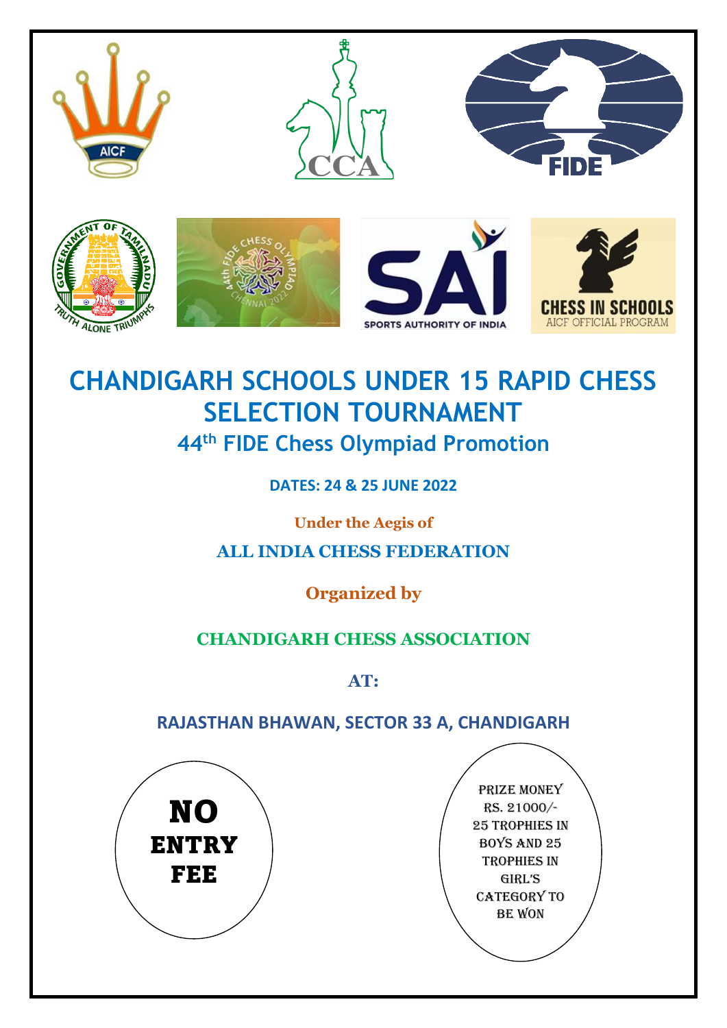# CHANDIGARH SCHOOLS UNDER 15 RAPID CHESS SELECTION TOURNAMENT

## 44th FIDE Chess Olympiad Promotion

**DATES: 24 & 25 JUNE 2022**

**Under the Aegis of**

**ALL INDIA CHESS FEDERATION**

**Organized by**

**CHANDIGARH CHESS ASSOCIATION**

**AT:**

**RAJASTHAN BHAWAN, SECTOR 33 A, CHANDIGARH**

**NO ENTRY FEE**

PRIZE MONEY RS. 21000/- 25 TROPHIES IN BOYS AND 25 TROPHIES IN GIRL'S CATEGORY TO BE WON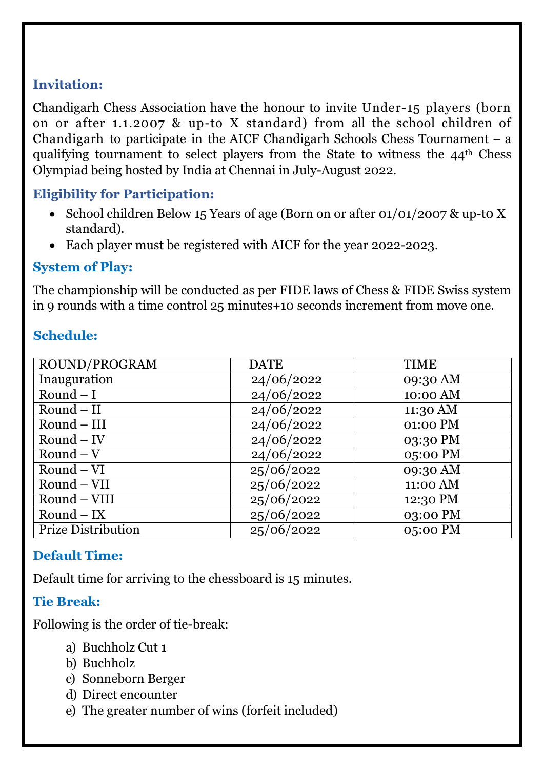### Invitation:

Chandigarh Chess Association have the honour to invite Under-15 players (born on or after 1.1.2007 & up-to X standard) from all the school children of Chandigarh to participate in the AICF Chandigarh Schools Chess Tournament – a qualifying tournament to select players from the State to witness the 44th Chess Olympiad being hosted by India at Chennai in July-August 2022.

### Eligibility for Participation:

- School children Below 15 Years of age (Born on or after 01/01/2007 & up-to X standard).
- Each player must be registered with AICF for the year 2022-2023.

### System of Play:

The championship will be conducted as per FIDE laws of Chess & FIDE Swiss system in 9 rounds with a time control 25 minutes+10 seconds increment from move one.

### Schedule:

| ROUND/PROGRAM | DATE | TIME |
|---|---|---|
| Inauguration | 24/06/2022 | 09:30 AM |
| Round – I | 24/06/2022 | 10:00 AM |
| Round – II | 24/06/2022 | 11:30 AM |
| Round – III | 24/06/2022 | 01:00 PM |
| Round – IV | 24/06/2022 | 03:30 PM |
| Round – V | 24/06/2022 | 05:00 PM |
| Round – VI | 25/06/2022 | 09:30 AM |
| Round – VII | 25/06/2022 | 11:00 AM |
| Round – VIII | 25/06/2022 | 12:30 PM |
| Round – IX | 25/06/2022 | 03:00 PM |
| Prize Distribution | 25/06/2022 | 05:00 PM |

### Default Time:

Default time for arriving to the chessboard is 15 minutes.

### Tie Break:

Following is the order of tie-break:

a) Buchholz Cut 1
b) Buchholz
c) Sonneborn Berger
d) Direct encounter
e) The greater number of wins (forfeit included)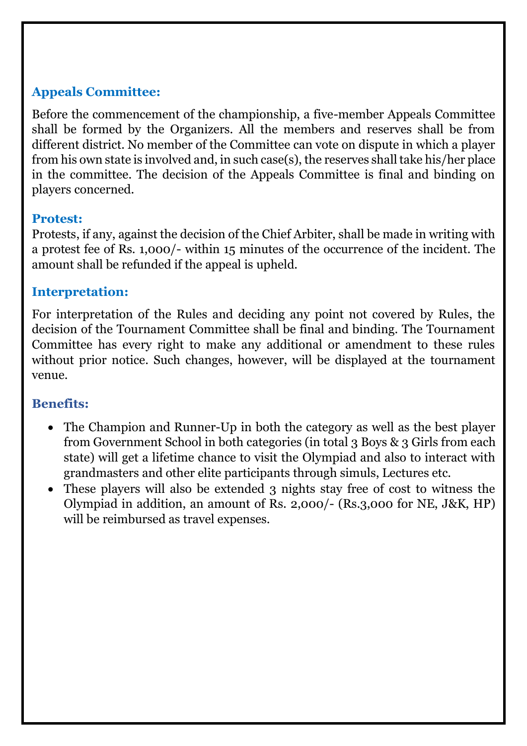## Appeals Committee:

Before the commencement of the championship, a five-member Appeals Committee shall be formed by the Organizers. All the members and reserves shall be from different district. No member of the Committee can vote on dispute in which a player from his own state is involved and, in such case(s), the reserves shall take his/her place in the committee. The decision of the Appeals Committee is final and binding on players concerned.

## Protest:

Protests, if any, against the decision of the Chief Arbiter, shall be made in writing with a protest fee of Rs. 1,000/- within 15 minutes of the occurrence of the incident. The amount shall be refunded if the appeal is upheld.

## Interpretation:

For interpretation of the Rules and deciding any point not covered by Rules, the decision of the Tournament Committee shall be final and binding. The Tournament Committee has every right to make any additional or amendment to these rules without prior notice. Such changes, however, will be displayed at the tournament venue.

## Benefits:

- The Champion and Runner-Up in both the category as well as the best player from Government School in both categories (in total 3 Boys & 3 Girls from each state) will get a lifetime chance to visit the Olympiad and also to interact with grandmasters and other elite participants through simuls, Lectures etc.
- These players will also be extended 3 nights stay free of cost to witness the Olympiad in addition, an amount of Rs. 2,000/- (Rs.3,000 for NE, J&K, HP) will be reimbursed as travel expenses.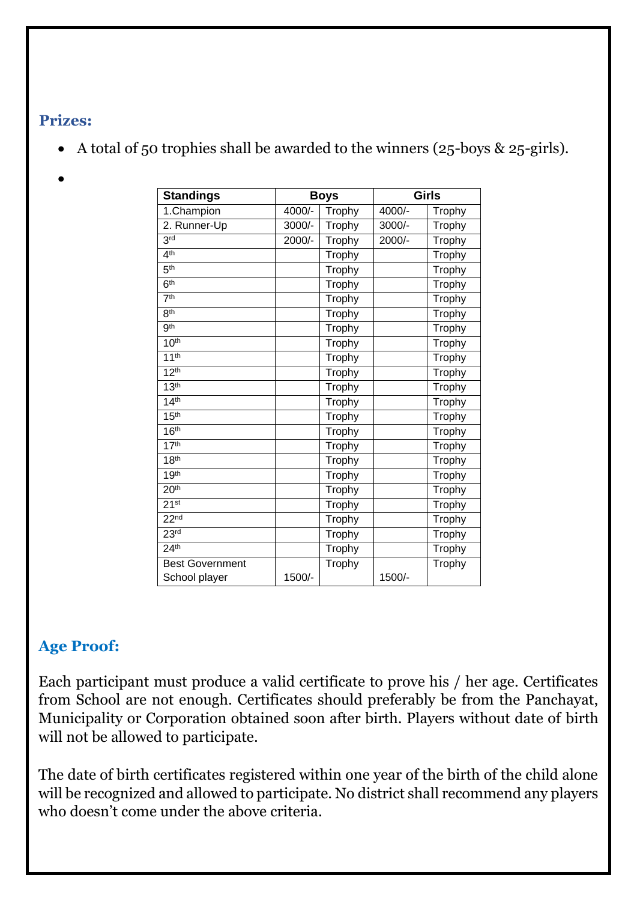## Prizes:

- A total of 50 trophies shall be awarded to the winners (25-boys & 25-girls).
-

| Standings | Boys | | Girls | |
|---|---|---|---|---|
| 1.Champion | 4000/- | Trophy | 4000/- | Trophy |
| 2. Runner-Up | 3000/- | Trophy | 3000/- | Trophy |
| 3rd | 2000/- | Trophy | 2000/- | Trophy |
| 4th | | Trophy | | Trophy |
| 5th | | Trophy | | Trophy |
| 6th | | Trophy | | Trophy |
| 7th | | Trophy | | Trophy |
| 8th | | Trophy | | Trophy |
| 9th | | Trophy | | Trophy |
| 10th | | Trophy | | Trophy |
| 11th | | Trophy | | Trophy |
| 12th | | Trophy | | Trophy |
| 13th | | Trophy | | Trophy |
| 14th | | Trophy | | Trophy |
| 15th | | Trophy | | Trophy |
| 16th | | Trophy | | Trophy |
| 17th | | Trophy | | Trophy |
| 18th | | Trophy | | Trophy |
| 19th | | Trophy | | Trophy |
| 20th | | Trophy | | Trophy |
| 21st | | Trophy | | Trophy |
| 22nd | | Trophy | | Trophy |
| 23rd | | Trophy | | Trophy |
| 24th | | Trophy | | Trophy |
| Best Government School player | 1500/- | Trophy | 1500/- | Trophy |

## Age Proof:

Each participant must produce a valid certificate to prove his / her age. Certificates from School are not enough. Certificates should preferably be from the Panchayat, Municipality or Corporation obtained soon after birth. Players without date of birth will not be allowed to participate.

The date of birth certificates registered within one year of the birth of the child alone will be recognized and allowed to participate. No district shall recommend any players who doesn't come under the above criteria.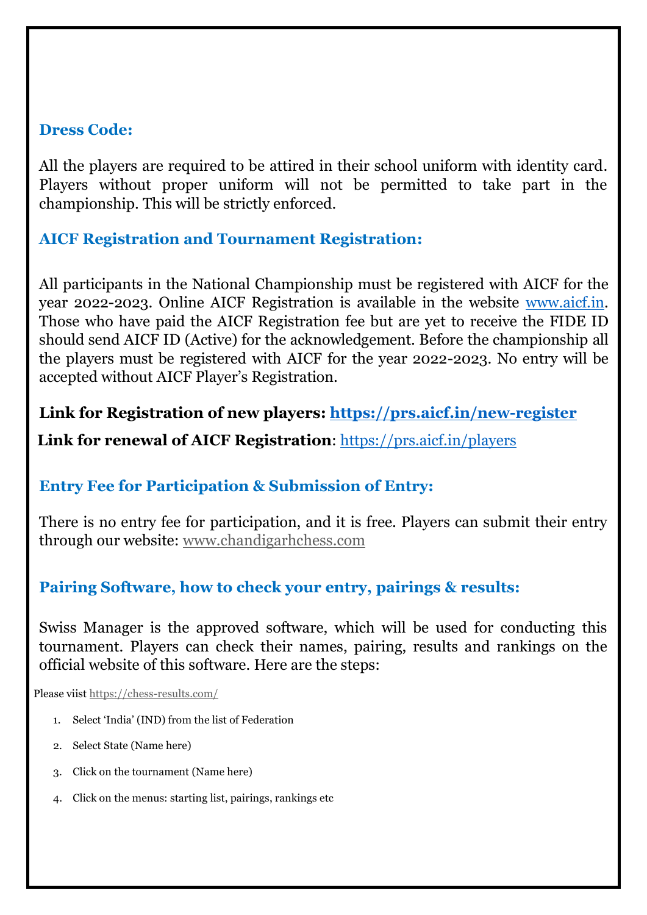### Dress Code:

All the players are required to be attired in their school uniform with identity card. Players without proper uniform will not be permitted to take part in the championship. This will be strictly enforced.

### AICF Registration and Tournament Registration:

All participants in the National Championship must be registered with AICF for the year 2022-2023. Online AICF Registration is available in the website www.aicf.in. Those who have paid the AICF Registration fee but are yet to receive the FIDE ID should send AICF ID (Active) for the acknowledgement. Before the championship all the players must be registered with AICF for the year 2022-2023. No entry will be accepted without AICF Player's Registration.

**Link for Registration of new players: https://prs.aicf.in/new-register**

**Link for renewal of AICF Registration**: https://prs.aicf.in/players

### Entry Fee for Participation & Submission of Entry:

There is no entry fee for participation, and it is free. Players can submit their entry through our website: www.chandigarhchess.com

### Pairing Software, how to check your entry, pairings & results:

Swiss Manager is the approved software, which will be used for conducting this tournament. Players can check their names, pairing, results and rankings on the official website of this software. Here are the steps:

Please viist https://chess-results.com/

1. Select 'India' (IND) from the list of Federation
2. Select State (Name here)
3. Click on the tournament (Name here)
4. Click on the menus: starting list, pairings, rankings etc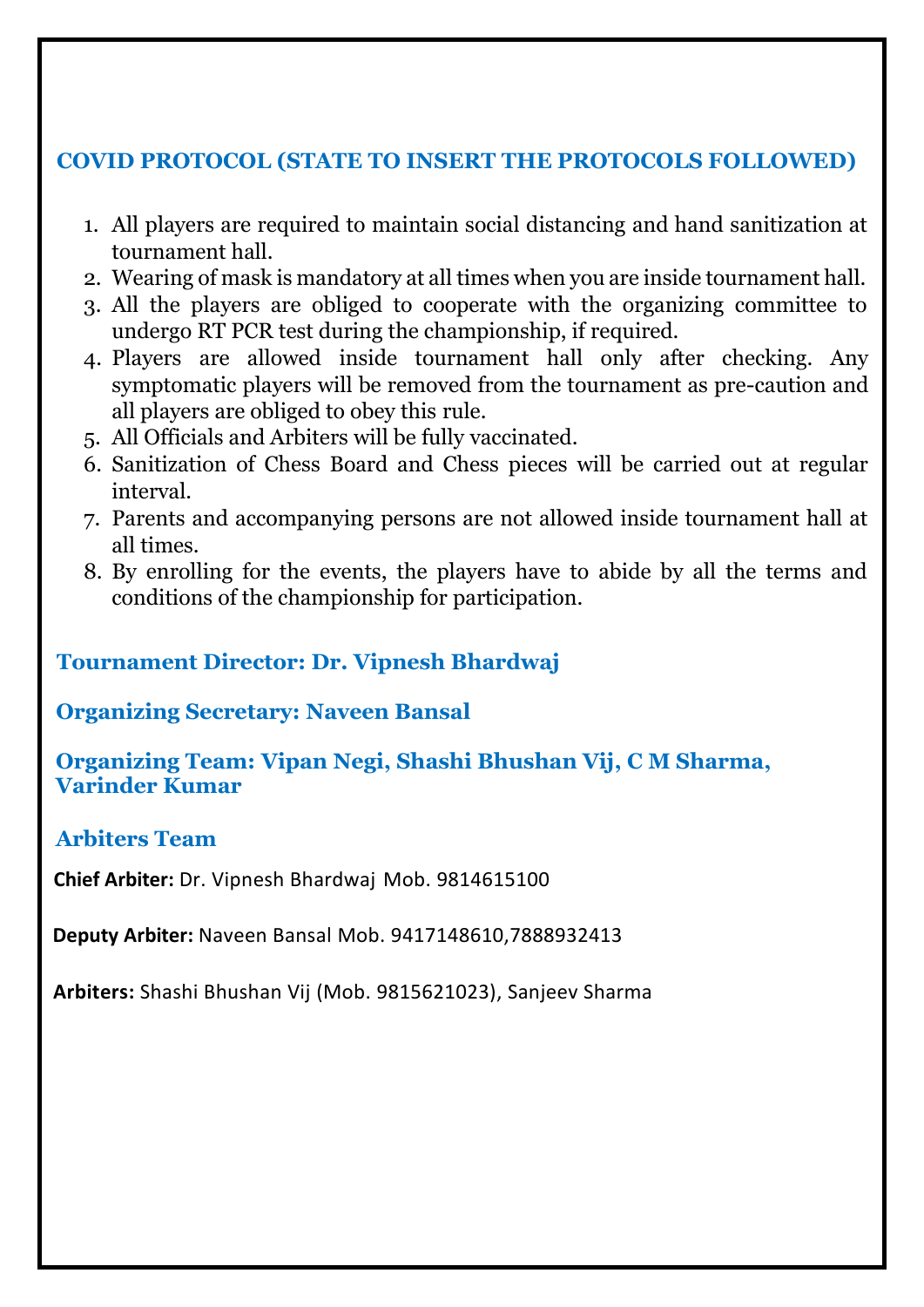## COVID PROTOCOL (STATE TO INSERT THE PROTOCOLS FOLLOWED)

1. All players are required to maintain social distancing and hand sanitization at tournament hall.
2. Wearing of mask is mandatory at all times when you are inside tournament hall.
3. All the players are obliged to cooperate with the organizing committee to undergo RT PCR test during the championship, if required.
4. Players are allowed inside tournament hall only after checking. Any symptomatic players will be removed from the tournament as pre-caution and all players are obliged to obey this rule.
5. All Officials and Arbiters will be fully vaccinated.
6. Sanitization of Chess Board and Chess pieces will be carried out at regular interval.
7. Parents and accompanying persons are not allowed inside tournament hall at all times.
8. By enrolling for the events, the players have to abide by all the terms and conditions of the championship for participation.

### Tournament Director: Dr. Vipnesh Bhardwaj

### Organizing Secretary: Naveen Bansal

### Organizing Team: Vipan Negi, Shashi Bhushan Vij, C M Sharma, Varinder Kumar

### Arbiters Team

**Chief Arbiter:** Dr. Vipnesh Bhardwaj Mob. 9814615100

**Deputy Arbiter:** Naveen Bansal Mob. 9417148610,7888932413

**Arbiters:** Shashi Bhushan Vij (Mob. 9815621023), Sanjeev Sharma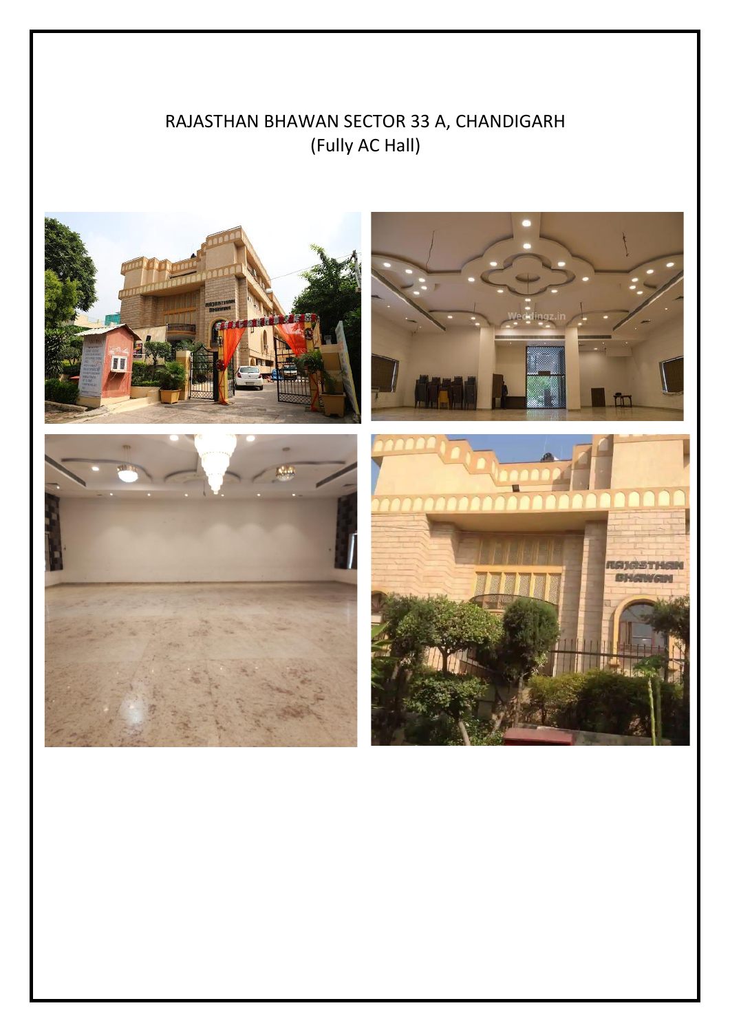RAJASTHAN BHAWAN SECTOR 33 A, CHANDIGARH
(Fully AC Hall)